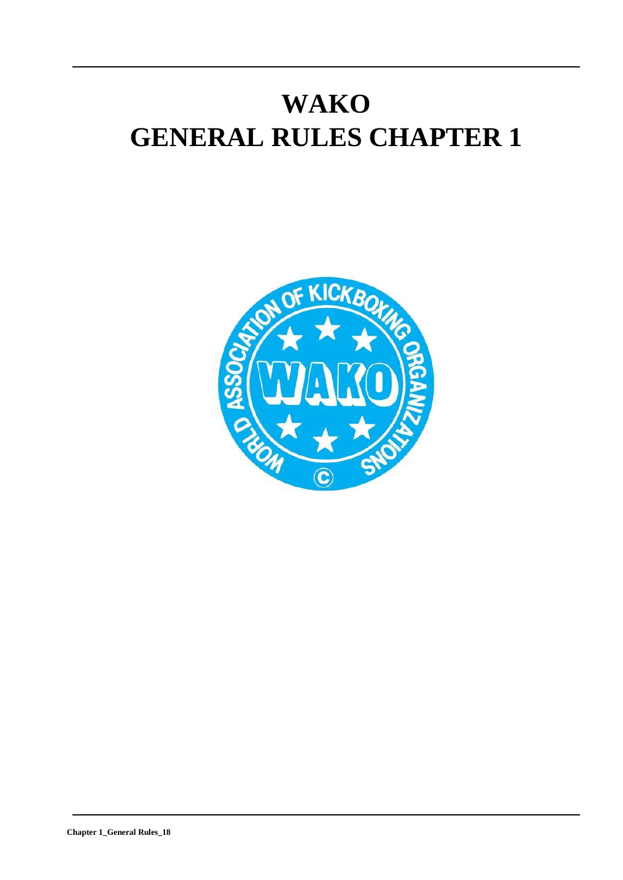# WAKO
# GENERAL RULES CHAPTER 1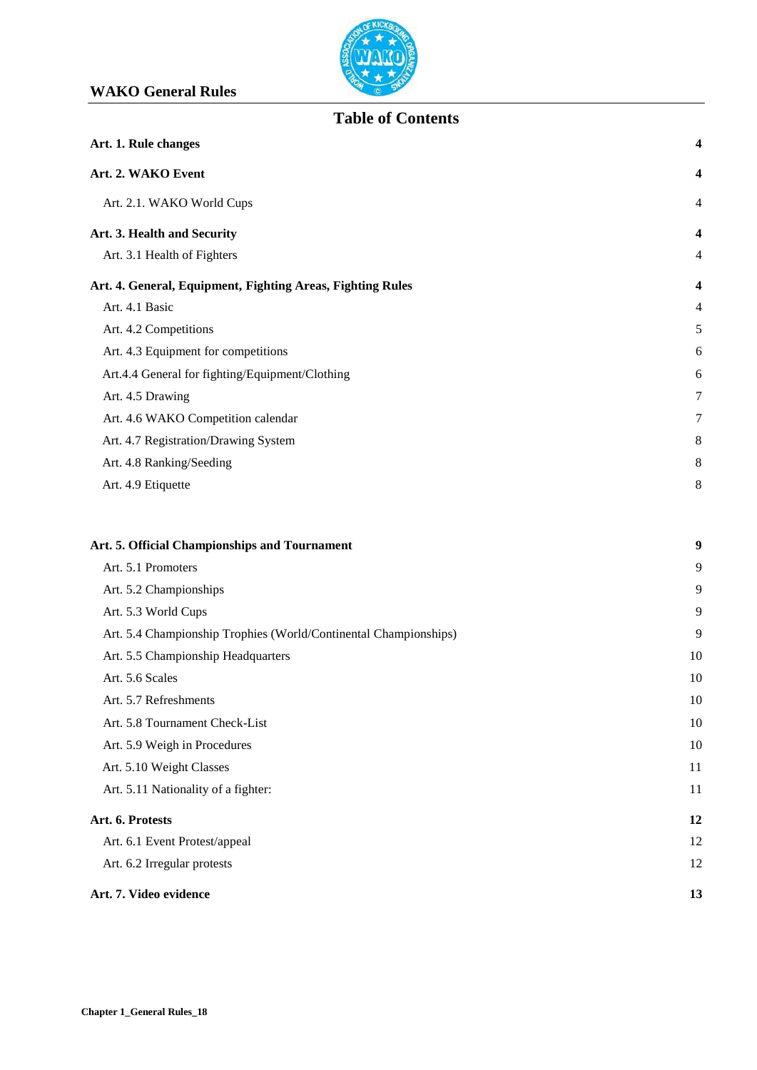## Table of Contents

| | |
|---|---|
| **Art. 1. Rule changes** | **4** |
| **Art. 2. WAKO Event** | **4** |
| Art. 2.1. WAKO World Cups | 4 |
| **Art. 3. Health and Security** | **4** |
| Art. 3.1 Health of Fighters | 4 |
| **Art. 4. General, Equipment, Fighting Areas, Fighting Rules** | **4** |
| Art. 4.1 Basic | 4 |
| Art. 4.2 Competitions | 5 |
| Art. 4.3 Equipment for competitions | 6 |
| Art.4.4 General for fighting/Equipment/Clothing | 6 |
| Art. 4.5 Drawing | 7 |
| Art. 4.6 WAKO Competition calendar | 7 |
| Art. 4.7 Registration/Drawing System | 8 |
| Art. 4.8 Ranking/Seeding | 8 |
| Art. 4.9 Etiquette | 8 |
| **Art. 5. Official Championships and Tournament** | **9** |
| Art. 5.1 Promoters | 9 |
| Art. 5.2 Championships | 9 |
| Art. 5.3 World Cups | 9 |
| Art. 5.4 Championship Trophies (World/Continental Championships) | 9 |
| Art. 5.5 Championship Headquarters | 10 |
| Art. 5.6 Scales | 10 |
| Art. 5.7 Refreshments | 10 |
| Art. 5.8 Tournament Check-List | 10 |
| Art. 5.9 Weigh in Procedures | 10 |
| Art. 5.10 Weight Classes | 11 |
| Art. 5.11 Nationality of a fighter: | 11 |
| **Art. 6. Protests** | **12** |
| Art. 6.1 Event Protest/appeal | 12 |
| Art. 6.2 Irregular protests | 12 |
| **Art. 7. Video evidence** | **13** |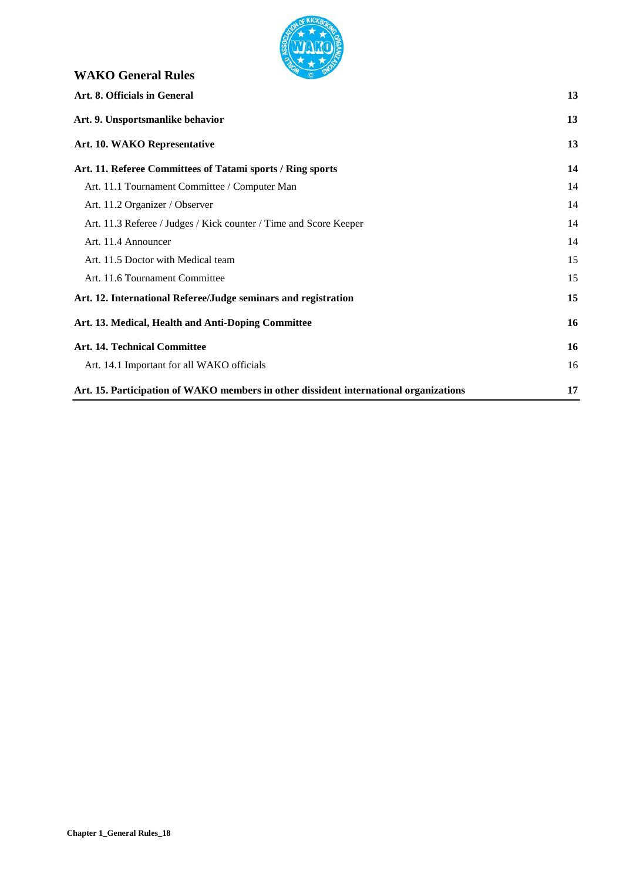| | |
|---|---|
| **Art. 8. Officials in General** | **13** |
| **Art. 9. Unsportsmanlike behavior** | **13** |
| **Art. 10. WAKO Representative** | **13** |
| **Art. 11. Referee Committees of Tatami sports / Ring sports** | **14** |
| Art. 11.1 Tournament Committee / Computer Man | 14 |
| Art. 11.2 Organizer / Observer | 14 |
| Art. 11.3 Referee / Judges / Kick counter / Time and Score Keeper | 14 |
| Art. 11.4 Announcer | 14 |
| Art. 11.5 Doctor with Medical team | 15 |
| Art. 11.6 Tournament Committee | 15 |
| **Art. 12. International Referee/Judge seminars and registration** | **15** |
| **Art. 13. Medical, Health and Anti-Doping Committee** | **16** |
| **Art. 14. Technical Committee** | **16** |
| Art. 14.1 Important for all WAKO officials | 16 |
| **Art. 15. Participation of WAKO members in other dissident international organizations** | **17** |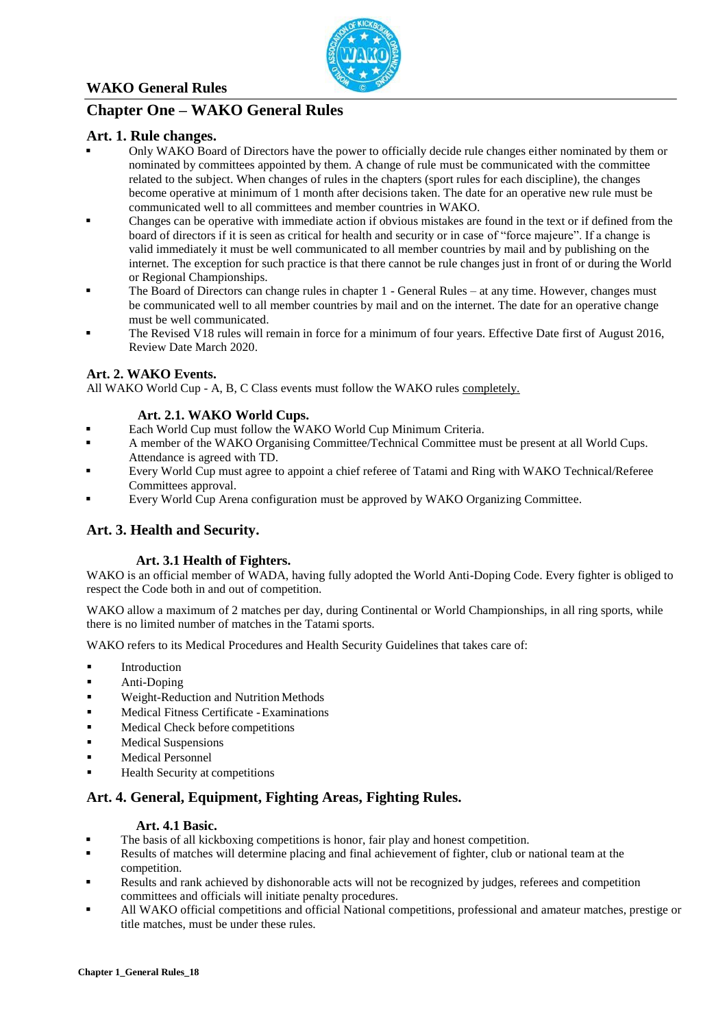## Chapter One – WAKO General Rules

### Art. 1. Rule changes.

- Only WAKO Board of Directors have the power to officially decide rule changes either nominated by them or nominated by committees appointed by them. A change of rule must be communicated with the committee related to the subject. When changes of rules in the chapters (sport rules for each discipline), the changes become operative at minimum of 1 month after decisions taken. The date for an operative new rule must be communicated well to all committees and member countries in WAKO.
- Changes can be operative with immediate action if obvious mistakes are found in the text or if defined from the board of directors if it is seen as critical for health and security or in case of "force majeure". If a change is valid immediately it must be well communicated to all member countries by mail and by publishing on the internet. The exception for such practice is that there cannot be rule changes just in front of or during the World or Regional Championships.
- The Board of Directors can change rules in chapter 1 - General Rules – at any time. However, changes must be communicated well to all member countries by mail and on the internet. The date for an operative change must be well communicated.
- The Revised V18 rules will remain in force for a minimum of four years. Effective Date first of August 2016, Review Date March 2020.

### Art. 2. WAKO Events.

All WAKO World Cup - A, B, C Class events must follow the WAKO rules completely.

#### Art. 2.1. WAKO World Cups.

- Each World Cup must follow the WAKO World Cup Minimum Criteria.
- A member of the WAKO Organising Committee/Technical Committee must be present at all World Cups. Attendance is agreed with TD.
- Every World Cup must agree to appoint a chief referee of Tatami and Ring with WAKO Technical/Referee Committees approval.
- Every World Cup Arena configuration must be approved by WAKO Organizing Committee.

### Art. 3. Health and Security.

#### Art. 3.1 Health of Fighters.

WAKO is an official member of WADA, having fully adopted the World Anti-Doping Code. Every fighter is obliged to respect the Code both in and out of competition.

WAKO allow a maximum of 2 matches per day, during Continental or World Championships, in all ring sports, while there is no limited number of matches in the Tatami sports.

WAKO refers to its Medical Procedures and Health Security Guidelines that takes care of:

- Introduction
- Anti-Doping
- Weight-Reduction and Nutrition Methods
- Medical Fitness Certificate - Examinations
- Medical Check before competitions
- Medical Suspensions
- Medical Personnel
- Health Security at competitions

### Art. 4. General, Equipment, Fighting Areas, Fighting Rules.

#### Art. 4.1 Basic.

- The basis of all kickboxing competitions is honor, fair play and honest competition.
- Results of matches will determine placing and final achievement of fighter, club or national team at the competition.
- Results and rank achieved by dishonorable acts will not be recognized by judges, referees and competition committees and officials will initiate penalty procedures.
- All WAKO official competitions and official National competitions, professional and amateur matches, prestige or title matches, must be under these rules.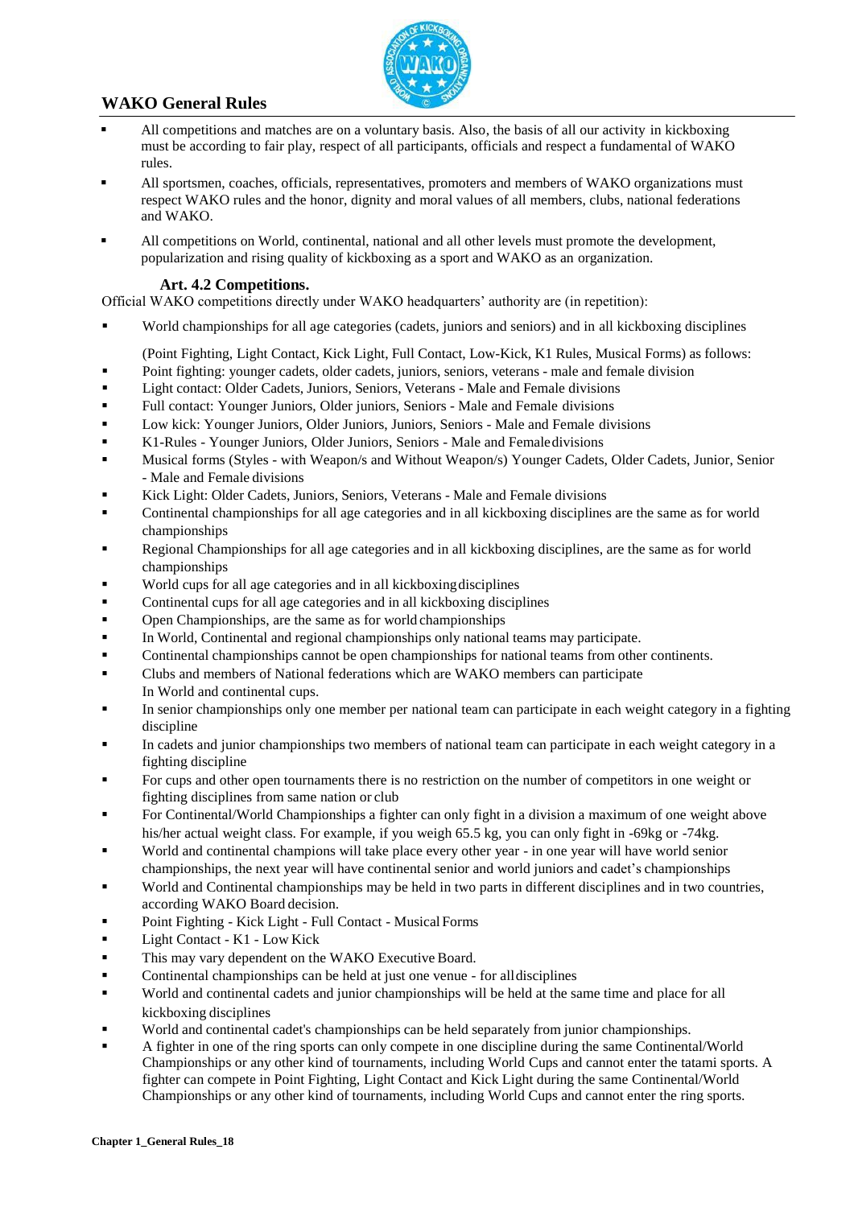- All competitions and matches are on a voluntary basis. Also, the basis of all our activity in kickboxing must be according to fair play, respect of all participants, officials and respect a fundamental of WAKO rules.
- All sportsmen, coaches, officials, representatives, promoters and members of WAKO organizations must respect WAKO rules and the honor, dignity and moral values of all members, clubs, national federations and WAKO.
- All competitions on World, continental, national and all other levels must promote the development, popularization and rising quality of kickboxing as a sport and WAKO as an organization.

### Art. 4.2 Competitions.

Official WAKO competitions directly under WAKO headquarters' authority are (in repetition):

- World championships for all age categories (cadets, juniors and seniors) and in all kickboxing disciplines

  (Point Fighting, Light Contact, Kick Light, Full Contact, Low-Kick, K1 Rules, Musical Forms) as follows:
- Point fighting: younger cadets, older cadets, juniors, seniors, veterans - male and female division
- Light contact: Older Cadets, Juniors, Seniors, Veterans - Male and Female divisions
- Full contact: Younger Juniors, Older juniors, Seniors - Male and Female divisions
- Low kick: Younger Juniors, Older Juniors, Juniors, Seniors - Male and Female divisions
- K1-Rules - Younger Juniors, Older Juniors, Seniors - Male and Female divisions
- Musical forms (Styles - with Weapon/s and Without Weapon/s) Younger Cadets, Older Cadets, Junior, Senior - Male and Female divisions
- Kick Light: Older Cadets, Juniors, Seniors, Veterans - Male and Female divisions
- Continental championships for all age categories and in all kickboxing disciplines are the same as for world championships
- Regional Championships for all age categories and in all kickboxing disciplines, are the same as for world championships
- World cups for all age categories and in all kickboxing disciplines
- Continental cups for all age categories and in all kickboxing disciplines
- Open Championships, are the same as for world championships
- In World, Continental and regional championships only national teams may participate.
- Continental championships cannot be open championships for national teams from other continents.
- Clubs and members of National federations which are WAKO members can participate In World and continental cups.
- In senior championships only one member per national team can participate in each weight category in a fighting discipline
- In cadets and junior championships two members of national team can participate in each weight category in a fighting discipline
- For cups and other open tournaments there is no restriction on the number of competitors in one weight or fighting disciplines from same nation or club
- For Continental/World Championships a fighter can only fight in a division a maximum of one weight above his/her actual weight class. For example, if you weigh 65.5 kg, you can only fight in -69kg or -74kg.
- World and continental champions will take place every other year - in one year will have world senior championships, the next year will have continental senior and world juniors and cadet's championships
- World and Continental championships may be held in two parts in different disciplines and in two countries, according WAKO Board decision.
- Point Fighting - Kick Light - Full Contact - Musical Forms
- Light Contact - K1 - Low Kick
- This may vary dependent on the WAKO Executive Board.
- Continental championships can be held at just one venue - for all disciplines
- World and continental cadets and junior championships will be held at the same time and place for all kickboxing disciplines
- World and continental cadet's championships can be held separately from junior championships.
- A fighter in one of the ring sports can only compete in one discipline during the same Continental/World Championships or any other kind of tournaments, including World Cups and cannot enter the tatami sports. A fighter can compete in Point Fighting, Light Contact and Kick Light during the same Continental/World Championships or any other kind of tournaments, including World Cups and cannot enter the ring sports.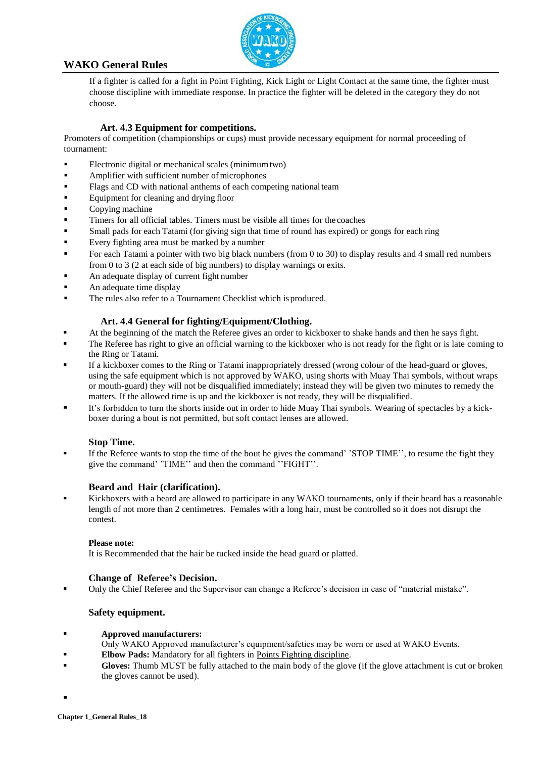If a fighter is called for a fight in Point Fighting, Kick Light or Light Contact at the same time, the fighter must choose discipline with immediate response. In practice the fighter will be deleted in the category they do not choose.

### Art. 4.3 Equipment for competitions.

Promoters of competition (championships or cups) must provide necessary equipment for normal proceeding of tournament:

- Electronic digital or mechanical scales (minimum two)
- Amplifier with sufficient number of microphones
- Flags and CD with national anthems of each competing national team
- Equipment for cleaning and drying floor
- Copying machine
- Timers for all official tables. Timers must be visible all times for the coaches
- Small pads for each Tatami (for giving sign that time of round has expired) or gongs for each ring
- Every fighting area must be marked by a number
- For each Tatami a pointer with two big black numbers (from 0 to 30) to display results and 4 small red numbers from 0 to 3 (2 at each side of big numbers) to display warnings or exits.
- An adequate display of current fight number
- An adequate time display
- The rules also refer to a Tournament Checklist which is produced.

### Art. 4.4 General for fighting/Equipment/Clothing.

- At the beginning of the match the Referee gives an order to kickboxer to shake hands and then he says fight.
- The Referee has right to give an official warning to the kickboxer who is not ready for the fight or is late coming to the Ring or Tatami.
- If a kickboxer comes to the Ring or Tatami inappropriately dressed (wrong colour of the head-guard or gloves, using the safe equipment which is not approved by WAKO, using shorts with Muay Thai symbols, without wraps or mouth-guard) they will not be disqualified immediately; instead they will be given two minutes to remedy the matters. If the allowed time is up and the kickboxer is not ready, they will be disqualified.
- It's forbidden to turn the shorts inside out in order to hide Muay Thai symbols. Wearing of spectacles by a kick-boxer during a bout is not permitted, but soft contact lenses are allowed.

#### Stop Time.

- If the Referee wants to stop the time of the bout he gives the command' 'STOP TIME'', to resume the fight they give the command' 'TIME'' and then the command ''FIGHT''.

#### Beard and Hair (clarification).

- Kickboxers with a beard are allowed to participate in any WAKO tournaments, only if their beard has a reasonable length of not more than 2 centimetres. Females with a long hair, must be controlled so it does not disrupt the contest.

**Please note:**

It is Recommended that the hair be tucked inside the head guard or platted.

#### Change of Referee's Decision.

- Only the Chief Referee and the Supervisor can change a Referee's decision in case of "material mistake".

#### Safety equipment.

- **Approved manufacturers:** Only WAKO Approved manufacturer's equipment/safeties may be worn or used at WAKO Events.
- **Elbow Pads:** Mandatory for all fighters in Points Fighting discipline.
- **Gloves:** Thumb MUST be fully attached to the main body of the glove (if the glove attachment is cut or broken the gloves cannot be used).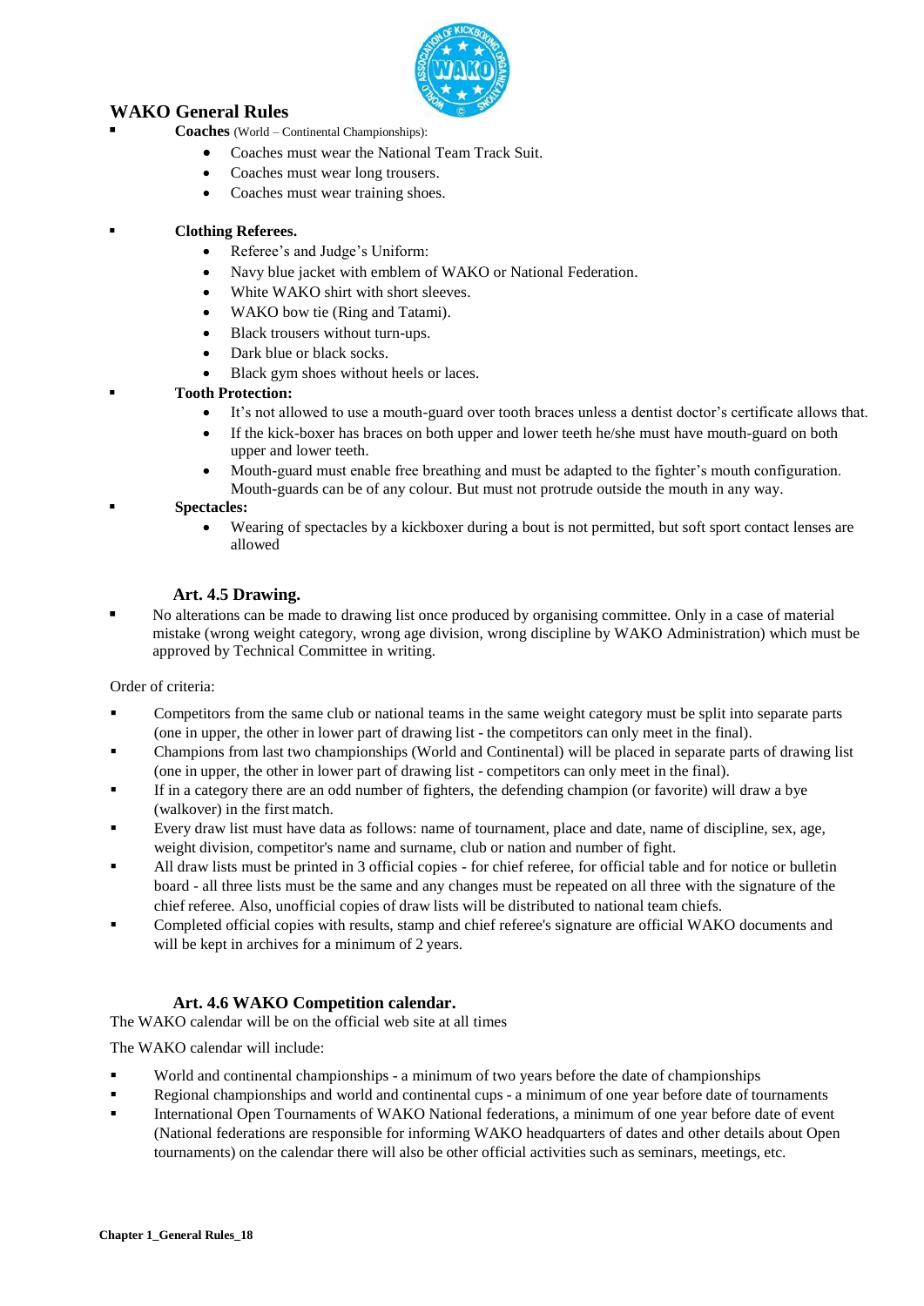## WAKO General Rules

- **Coaches** (World – Continental Championships):
  - Coaches must wear the National Team Track Suit.
  - Coaches must wear long trousers.
  - Coaches must wear training shoes.

- **Clothing Referees.**
  - Referee's and Judge's Uniform:
  - Navy blue jacket with emblem of WAKO or National Federation.
  - White WAKO shirt with short sleeves.
  - WAKO bow tie (Ring and Tatami).
  - Black trousers without turn-ups.
  - Dark blue or black socks.
  - Black gym shoes without heels or laces.
- **Tooth Protection:**
  - It's not allowed to use a mouth-guard over tooth braces unless a dentist doctor's certificate allows that.
  - If the kick-boxer has braces on both upper and lower teeth he/she must have mouth-guard on both upper and lower teeth.
  - Mouth-guard must enable free breathing and must be adapted to the fighter's mouth configuration. Mouth-guards can be of any colour. But must not protrude outside the mouth in any way.
- **Spectacles:**
  - Wearing of spectacles by a kickboxer during a bout is not permitted, but soft sport contact lenses are allowed

### Art. 4.5 Drawing.

- No alterations can be made to drawing list once produced by organising committee. Only in a case of material mistake (wrong weight category, wrong age division, wrong discipline by WAKO Administration) which must be approved by Technical Committee in writing.

Order of criteria:

- Competitors from the same club or national teams in the same weight category must be split into separate parts (one in upper, the other in lower part of drawing list - the competitors can only meet in the final).
- Champions from last two championships (World and Continental) will be placed in separate parts of drawing list (one in upper, the other in lower part of drawing list - competitors can only meet in the final).
- If in a category there are an odd number of fighters, the defending champion (or favorite) will draw a bye (walkover) in the first match.
- Every draw list must have data as follows: name of tournament, place and date, name of discipline, sex, age, weight division, competitor's name and surname, club or nation and number of fight.
- All draw lists must be printed in 3 official copies - for chief referee, for official table and for notice or bulletin board - all three lists must be the same and any changes must be repeated on all three with the signature of the chief referee. Also, unofficial copies of draw lists will be distributed to national team chiefs.
- Completed official copies with results, stamp and chief referee's signature are official WAKO documents and will be kept in archives for a minimum of 2 years.

### Art. 4.6 WAKO Competition calendar.

The WAKO calendar will be on the official web site at all times

The WAKO calendar will include:

- World and continental championships - a minimum of two years before the date of championships
- Regional championships and world and continental cups - a minimum of one year before date of tournaments
- International Open Tournaments of WAKO National federations, a minimum of one year before date of event (National federations are responsible for informing WAKO headquarters of dates and other details about Open tournaments) on the calendar there will also be other official activities such as seminars, meetings, etc.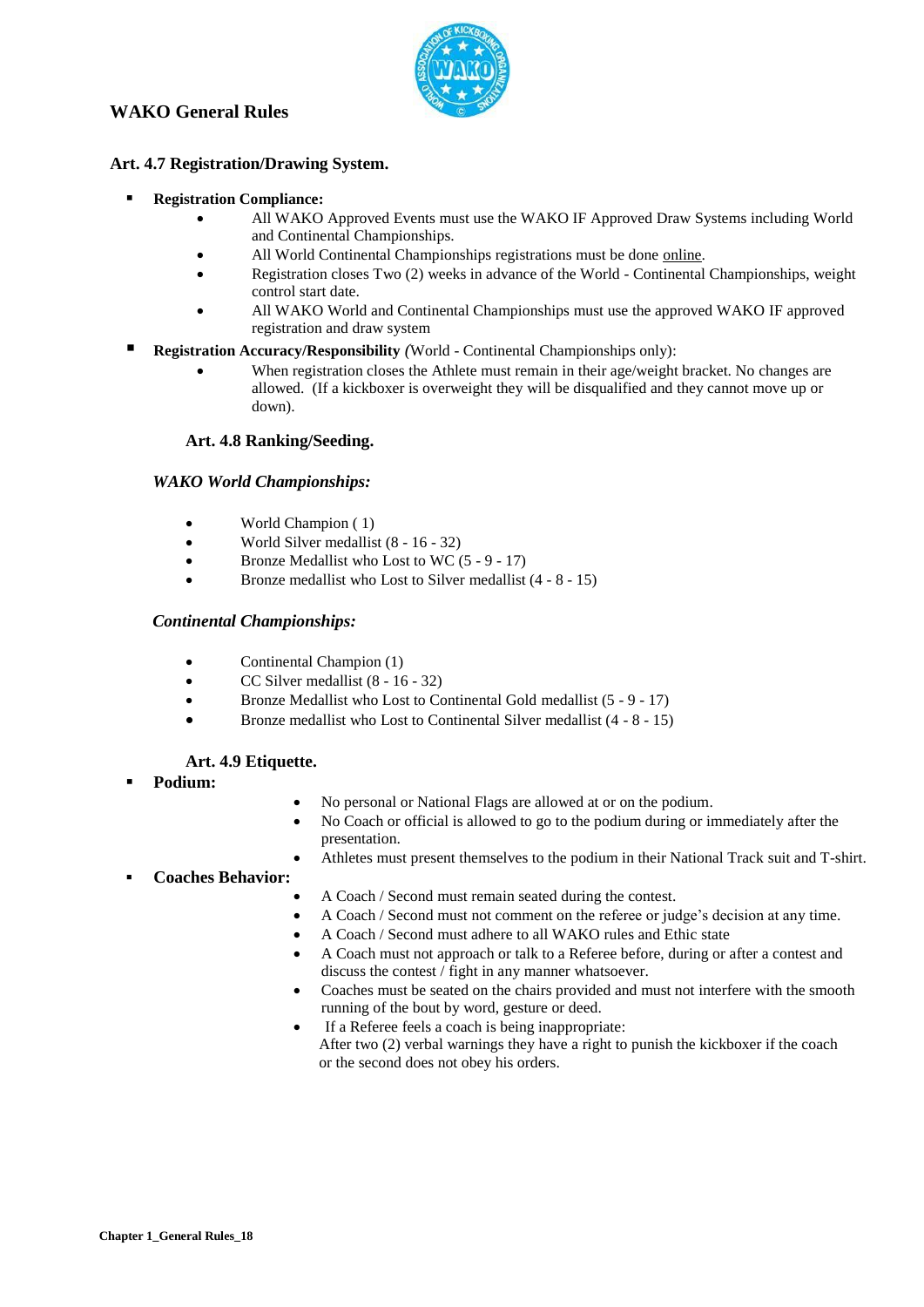### Art. 4.7 Registration/Drawing System.

- **Registration Compliance:**
  - All WAKO Approved Events must use the WAKO IF Approved Draw Systems including World and Continental Championships.
  - All World Continental Championships registrations must be done online.
  - Registration closes Two (2) weeks in advance of the World - Continental Championships, weight control start date.
  - All WAKO World and Continental Championships must use the approved WAKO IF approved registration and draw system
- **Registration Accuracy/Responsibility** *(*World - Continental Championships only):
  - When registration closes the Athlete must remain in their age/weight bracket. No changes are allowed. (If a kickboxer is overweight they will be disqualified and they cannot move up or down).

### Art. 4.8 Ranking/Seeding.

*WAKO World Championships:*

- World Champion ( 1)
- World Silver medallist (8 - 16 - 32)
- Bronze Medallist who Lost to WC (5 - 9 - 17)
- Bronze medallist who Lost to Silver medallist (4 - 8 - 15)

*Continental Championships:*

- Continental Champion (1)
- CC Silver medallist (8 - 16 - 32)
- Bronze Medallist who Lost to Continental Gold medallist (5 - 9 - 17)
- Bronze medallist who Lost to Continental Silver medallist (4 - 8 - 15)

### Art. 4.9 Etiquette.

- **Podium:**
  - No personal or National Flags are allowed at or on the podium.
  - No Coach or official is allowed to go to the podium during or immediately after the presentation.
  - Athletes must present themselves to the podium in their National Track suit and T-shirt.
- **Coaches Behavior:**
  - A Coach / Second must remain seated during the contest.
  - A Coach / Second must not comment on the referee or judge's decision at any time.
  - A Coach / Second must adhere to all WAKO rules and Ethic state
  - A Coach must not approach or talk to a Referee before, during or after a contest and discuss the contest / fight in any manner whatsoever.
  - Coaches must be seated on the chairs provided and must not interfere with the smooth running of the bout by word, gesture or deed.
  - If a Referee feels a coach is being inappropriate:
    After two (2) verbal warnings they have a right to punish the kickboxer if the coach or the second does not obey his orders.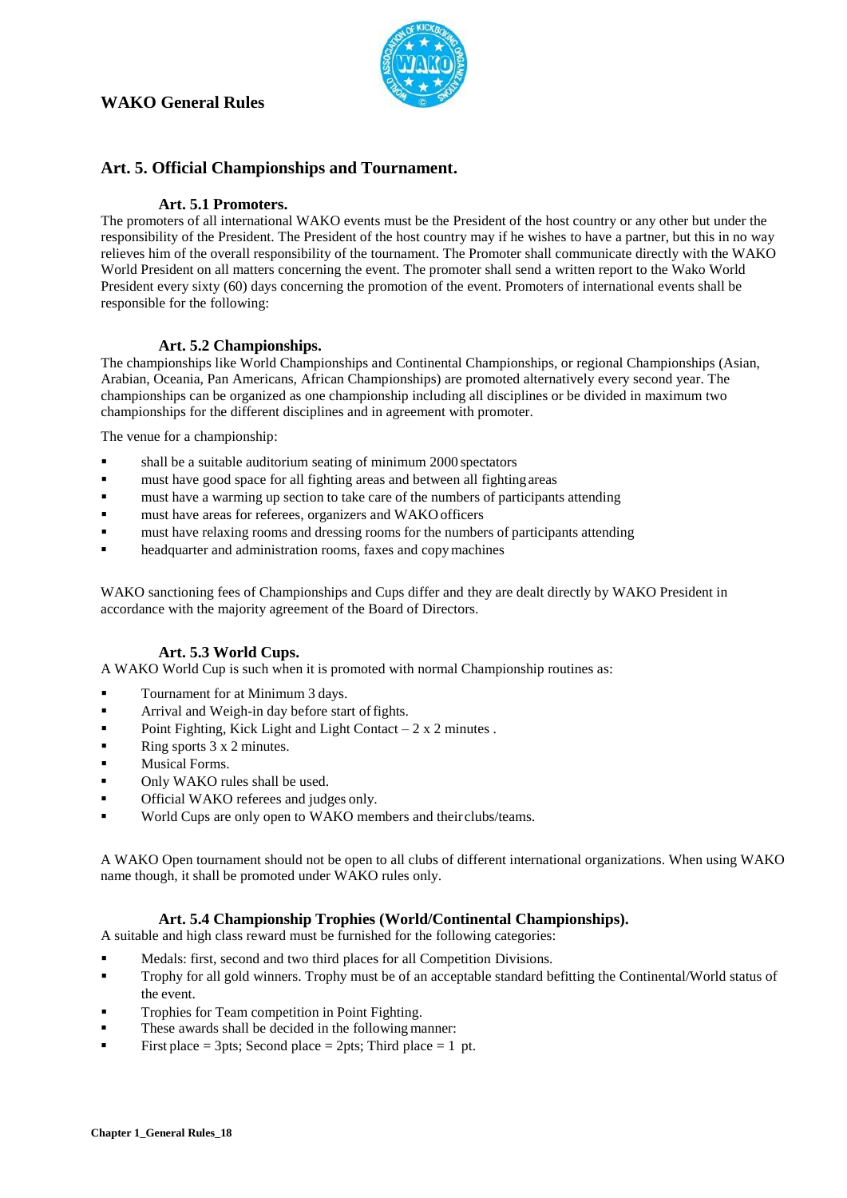## Art. 5. Official Championships and Tournament.

### Art. 5.1 Promoters.

The promoters of all international WAKO events must be the President of the host country or any other but under the responsibility of the President. The President of the host country may if he wishes to have a partner, but this in no way relieves him of the overall responsibility of the tournament. The Promoter shall communicate directly with the WAKO World President on all matters concerning the event. The promoter shall send a written report to the Wako World President every sixty (60) days concerning the promotion of the event. Promoters of international events shall be responsible for the following:

### Art. 5.2 Championships.

The championships like World Championships and Continental Championships, or regional Championships (Asian, Arabian, Oceania, Pan Americans, African Championships) are promoted alternatively every second year. The championships can be organized as one championship including all disciplines or be divided in maximum two championships for the different disciplines and in agreement with promoter.

The venue for a championship:

- shall be a suitable auditorium seating of minimum 2000 spectators
- must have good space for all fighting areas and between all fighting areas
- must have a warming up section to take care of the numbers of participants attending
- must have areas for referees, organizers and WAKO officers
- must have relaxing rooms and dressing rooms for the numbers of participants attending
- headquarter and administration rooms, faxes and copy machines

WAKO sanctioning fees of Championships and Cups differ and they are dealt directly by WAKO President in accordance with the majority agreement of the Board of Directors.

### Art. 5.3 World Cups.

A WAKO World Cup is such when it is promoted with normal Championship routines as:

- Tournament for at Minimum 3 days.
- Arrival and Weigh-in day before start of fights.
- Point Fighting, Kick Light and Light Contact – 2 x 2 minutes .
- Ring sports 3 x 2 minutes.
- Musical Forms.
- Only WAKO rules shall be used.
- Official WAKO referees and judges only.
- World Cups are only open to WAKO members and their clubs/teams.

A WAKO Open tournament should not be open to all clubs of different international organizations. When using WAKO name though, it shall be promoted under WAKO rules only.

### Art. 5.4 Championship Trophies (World/Continental Championships).

A suitable and high class reward must be furnished for the following categories:

- Medals: first, second and two third places for all Competition Divisions.
- Trophy for all gold winners. Trophy must be of an acceptable standard befitting the Continental/World status of the event.
- Trophies for Team competition in Point Fighting.
- These awards shall be decided in the following manner:
- First place = 3pts; Second place = 2pts; Third place = 1 pt.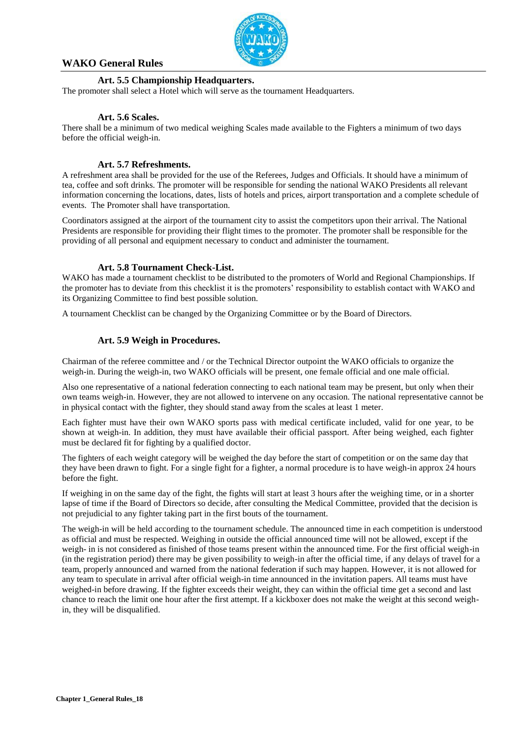### Art. 5.5 Championship Headquarters.

The promoter shall select a Hotel which will serve as the tournament Headquarters.

### Art. 5.6 Scales.

There shall be a minimum of two medical weighing Scales made available to the Fighters a minimum of two days before the official weigh-in.

### Art. 5.7 Refreshments.

A refreshment area shall be provided for the use of the Referees, Judges and Officials. It should have a minimum of tea, coffee and soft drinks. The promoter will be responsible for sending the national WAKO Presidents all relevant information concerning the locations, dates, lists of hotels and prices, airport transportation and a complete schedule of events. The Promoter shall have transportation.

Coordinators assigned at the airport of the tournament city to assist the competitors upon their arrival. The National Presidents are responsible for providing their flight times to the promoter. The promoter shall be responsible for the providing of all personal and equipment necessary to conduct and administer the tournament.

### Art. 5.8 Tournament Check-List.

WAKO has made a tournament checklist to be distributed to the promoters of World and Regional Championships. If the promoter has to deviate from this checklist it is the promoters' responsibility to establish contact with WAKO and its Organizing Committee to find best possible solution.

A tournament Checklist can be changed by the Organizing Committee or by the Board of Directors.

### Art. 5.9 Weigh in Procedures.

Chairman of the referee committee and / or the Technical Director outpoint the WAKO officials to organize the weigh-in. During the weigh-in, two WAKO officials will be present, one female official and one male official.

Also one representative of a national federation connecting to each national team may be present, but only when their own teams weigh-in. However, they are not allowed to intervene on any occasion. The national representative cannot be in physical contact with the fighter, they should stand away from the scales at least 1 meter.

Each fighter must have their own WAKO sports pass with medical certificate included, valid for one year, to be shown at weigh-in. In addition, they must have available their official passport. After being weighed, each fighter must be declared fit for fighting by a qualified doctor.

The fighters of each weight category will be weighed the day before the start of competition or on the same day that they have been drawn to fight. For a single fight for a fighter, a normal procedure is to have weigh-in approx 24 hours before the fight.

If weighing in on the same day of the fight, the fights will start at least 3 hours after the weighing time, or in a shorter lapse of time if the Board of Directors so decide, after consulting the Medical Committee, provided that the decision is not prejudicial to any fighter taking part in the first bouts of the tournament.

The weigh-in will be held according to the tournament schedule. The announced time in each competition is understood as official and must be respected. Weighing in outside the official announced time will not be allowed, except if the weigh- in is not considered as finished of those teams present within the announced time. For the first official weigh-in (in the registration period) there may be given possibility to weigh-in after the official time, if any delays of travel for a team, properly announced and warned from the national federation if such may happen. However, it is not allowed for any team to speculate in arrival after official weigh-in time announced in the invitation papers. All teams must have weighed-in before drawing. If the fighter exceeds their weight, they can within the official time get a second and last chance to reach the limit one hour after the first attempt. If a kickboxer does not make the weight at this second weigh-in, they will be disqualified.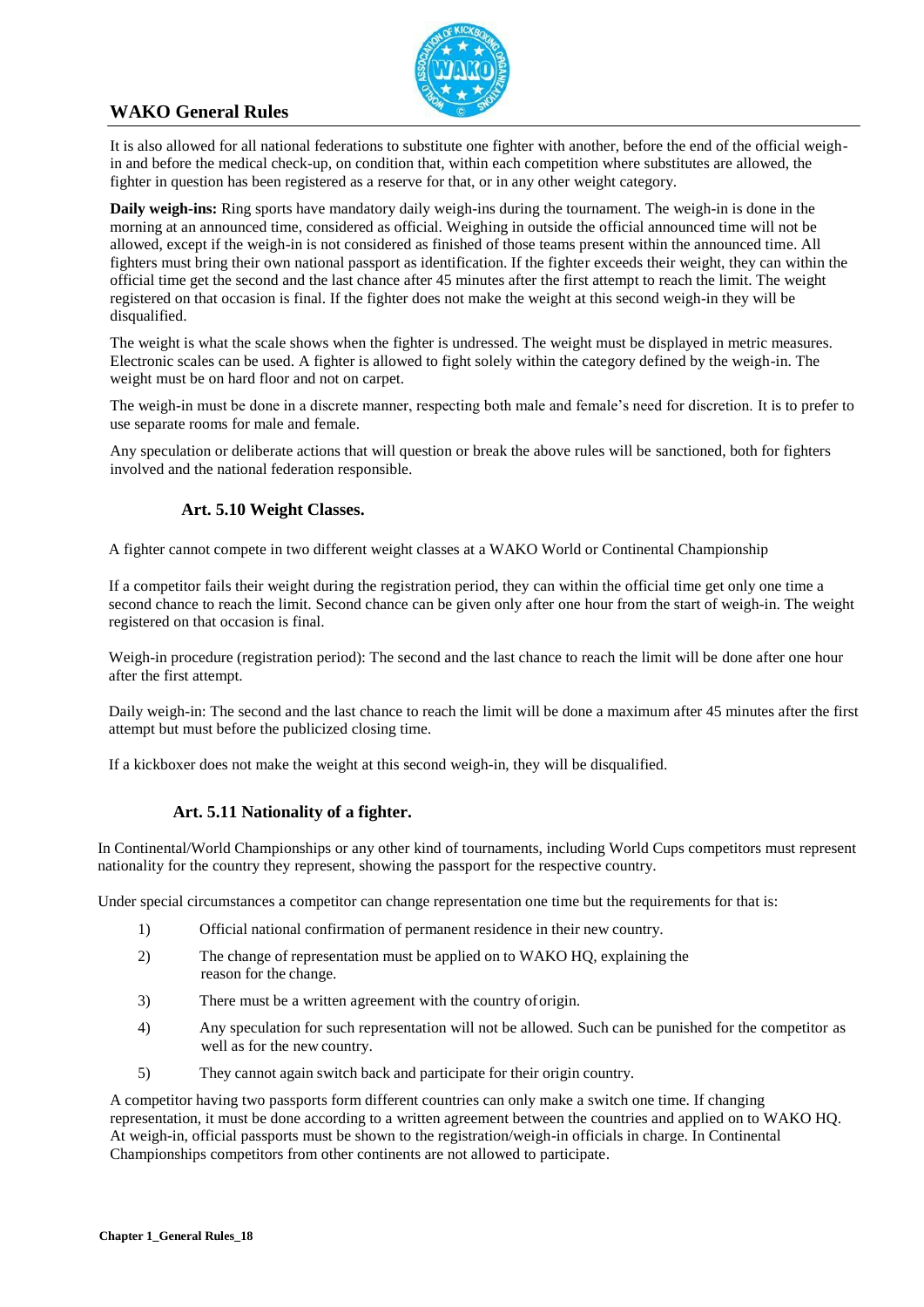It is also allowed for all national federations to substitute one fighter with another, before the end of the official weigh-in and before the medical check-up, on condition that, within each competition where substitutes are allowed, the fighter in question has been registered as a reserve for that, or in any other weight category.

**Daily weigh-ins:** Ring sports have mandatory daily weigh-ins during the tournament. The weigh-in is done in the morning at an announced time, considered as official. Weighing in outside the official announced time will not be allowed, except if the weigh-in is not considered as finished of those teams present within the announced time. All fighters must bring their own national passport as identification. If the fighter exceeds their weight, they can within the official time get the second and the last chance after 45 minutes after the first attempt to reach the limit. The weight registered on that occasion is final. If the fighter does not make the weight at this second weigh-in they will be disqualified.

The weight is what the scale shows when the fighter is undressed. The weight must be displayed in metric measures. Electronic scales can be used. A fighter is allowed to fight solely within the category defined by the weigh-in. The weight must be on hard floor and not on carpet.

The weigh-in must be done in a discrete manner, respecting both male and female's need for discretion. It is to prefer to use separate rooms for male and female.

Any speculation or deliberate actions that will question or break the above rules will be sanctioned, both for fighters involved and the national federation responsible.

### Art. 5.10 Weight Classes.

A fighter cannot compete in two different weight classes at a WAKO World or Continental Championship

If a competitor fails their weight during the registration period, they can within the official time get only one time a second chance to reach the limit. Second chance can be given only after one hour from the start of weigh-in. The weight registered on that occasion is final.

Weigh-in procedure (registration period): The second and the last chance to reach the limit will be done after one hour after the first attempt.

Daily weigh-in: The second and the last chance to reach the limit will be done a maximum after 45 minutes after the first attempt but must before the publicized closing time.

If a kickboxer does not make the weight at this second weigh-in, they will be disqualified.

### Art. 5.11 Nationality of a fighter.

In Continental/World Championships or any other kind of tournaments, including World Cups competitors must represent nationality for the country they represent, showing the passport for the respective country.

Under special circumstances a competitor can change representation one time but the requirements for that is:

1) Official national confirmation of permanent residence in their new country.
2) The change of representation must be applied on to WAKO HQ, explaining the reason for the change.
3) There must be a written agreement with the country of origin.
4) Any speculation for such representation will not be allowed. Such can be punished for the competitor as well as for the new country.
5) They cannot again switch back and participate for their origin country.

A competitor having two passports form different countries can only make a switch one time. If changing representation, it must be done according to a written agreement between the countries and applied on to WAKO HQ. At weigh-in, official passports must be shown to the registration/weigh-in officials in charge. In Continental Championships competitors from other continents are not allowed to participate.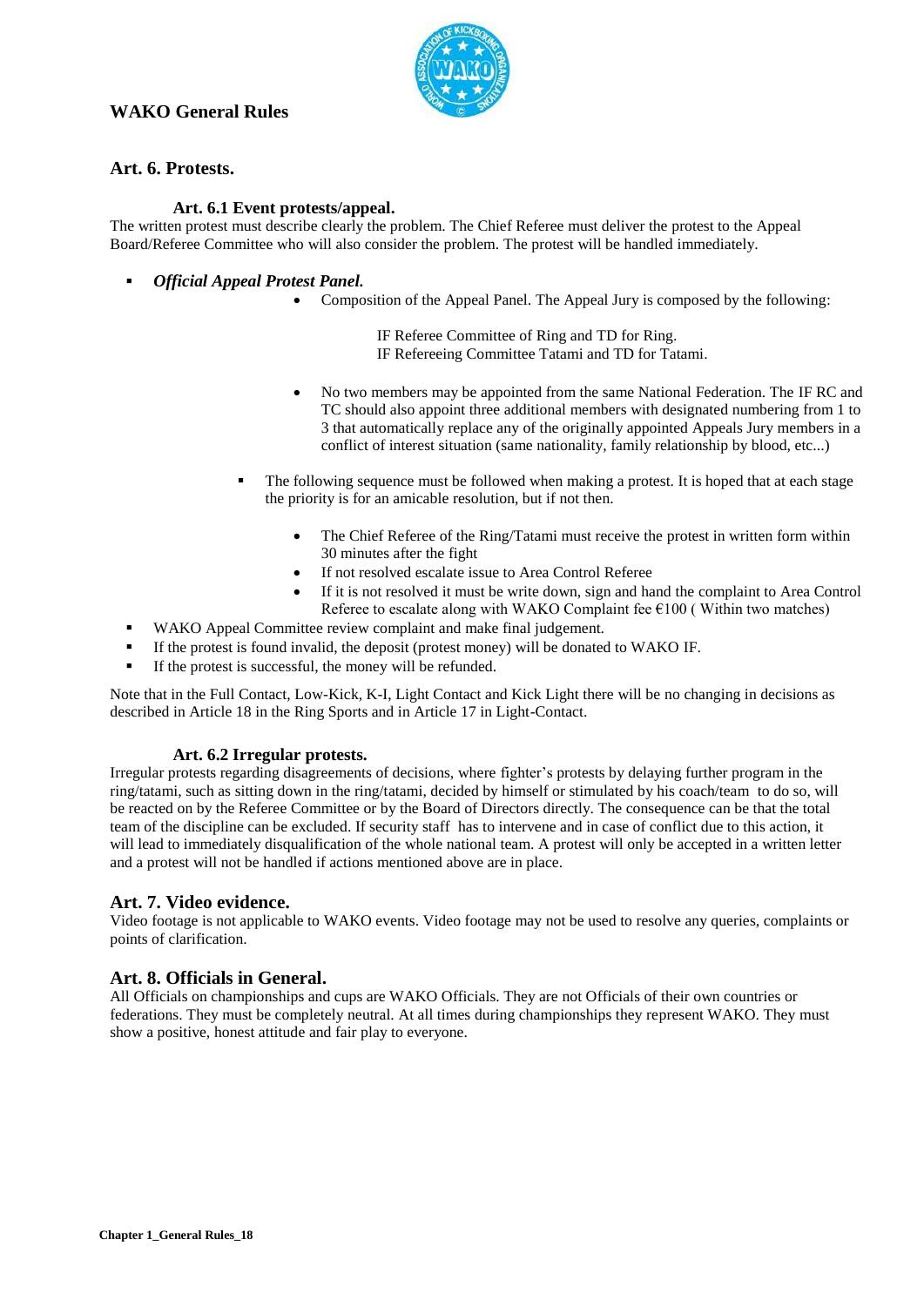## Art. 6. Protests.

### Art. 6.1 Event protests/appeal.

The written protest must describe clearly the problem. The Chief Referee must deliver the protest to the Appeal Board/Referee Committee who will also consider the problem. The protest will be handled immediately.

- ***Official Appeal Protest Panel.***
  - Composition of the Appeal Panel. The Appeal Jury is composed by the following:

    IF Referee Committee of Ring and TD for Ring.
    IF Refereeing Committee Tatami and TD for Tatami.

  - No two members may be appointed from the same National Federation. The IF RC and TC should also appoint three additional members with designated numbering from 1 to 3 that automatically replace any of the originally appointed Appeals Jury members in a conflict of interest situation (same nationality, family relationship by blood, etc...)

  - The following sequence must be followed when making a protest. It is hoped that at each stage the priority is for an amicable resolution, but if not then.
    - The Chief Referee of the Ring/Tatami must receive the protest in written form within 30 minutes after the fight
    - If not resolved escalate issue to Area Control Referee
    - If it is not resolved it must be write down, sign and hand the complaint to Area Control Referee to escalate along with WAKO Complaint fee €100 ( Within two matches)
- WAKO Appeal Committee review complaint and make final judgement.
- If the protest is found invalid, the deposit (protest money) will be donated to WAKO IF.
- If the protest is successful, the money will be refunded.

Note that in the Full Contact, Low-Kick, K-I, Light Contact and Kick Light there will be no changing in decisions as described in Article 18 in the Ring Sports and in Article 17 in Light-Contact.

### Art. 6.2 Irregular protests.

Irregular protests regarding disagreements of decisions, where fighter's protests by delaying further program in the ring/tatami, such as sitting down in the ring/tatami, decided by himself or stimulated by his coach/team to do so, will be reacted on by the Referee Committee or by the Board of Directors directly. The consequence can be that the total team of the discipline can be excluded. If security staff has to intervene and in case of conflict due to this action, it will lead to immediately disqualification of the whole national team. A protest will only be accepted in a written letter and a protest will not be handled if actions mentioned above are in place.

## Art. 7. Video evidence.

Video footage is not applicable to WAKO events. Video footage may not be used to resolve any queries, complaints or points of clarification.

## Art. 8. Officials in General.

All Officials on championships and cups are WAKO Officials. They are not Officials of their own countries or federations. They must be completely neutral. At all times during championships they represent WAKO. They must show a positive, honest attitude and fair play to everyone.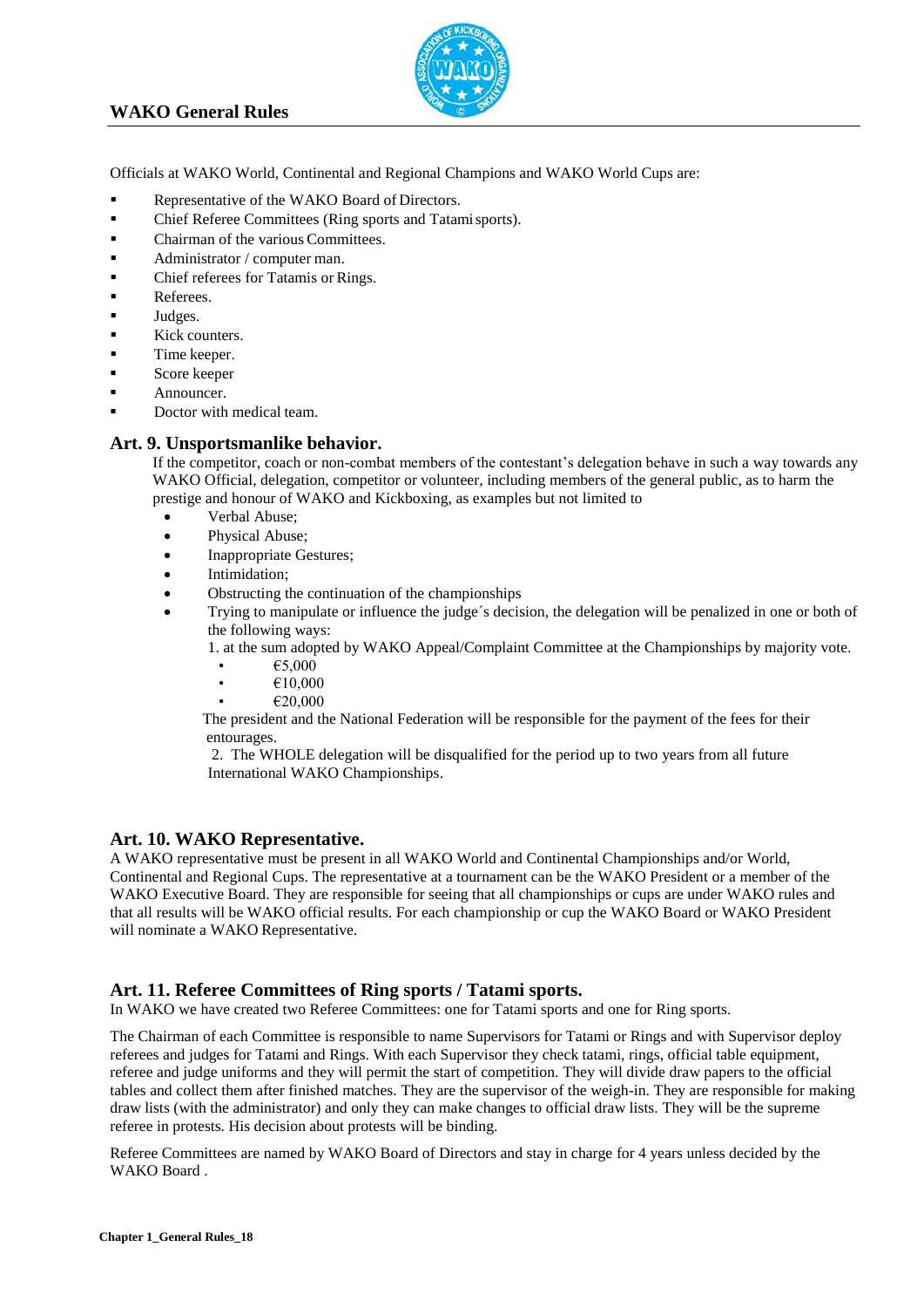Officials at WAKO World, Continental and Regional Champions and WAKO World Cups are:

- Representative of the WAKO Board of Directors.
- Chief Referee Committees (Ring sports and Tatami sports).
- Chairman of the various Committees.
- Administrator / computer man.
- Chief referees for Tatamis or Rings.
- Referees.
- Judges.
- Kick counters.
- Time keeper.
- Score keeper
- Announcer.
- Doctor with medical team.

## Art. 9. Unsportsmanlike behavior.

If the competitor, coach or non-combat members of the contestant's delegation behave in such a way towards any WAKO Official, delegation, competitor or volunteer, including members of the general public, as to harm the prestige and honour of WAKO and Kickboxing, as examples but not limited to

- Verbal Abuse;
- Physical Abuse;
- Inappropriate Gestures;
- Intimidation;
- Obstructing the continuation of the championships
- Trying to manipulate or influence the judge´s decision, the delegation will be penalized in one or both of the following ways:

1. at the sum adopted by WAKO Appeal/Complaint Committee at the Championships by majority vote.
   - €5,000
   - €10,000
   - €20,000

The president and the National Federation will be responsible for the payment of the fees for their entourages.

2. The WHOLE delegation will be disqualified for the period up to two years from all future International WAKO Championships.

## Art. 10. WAKO Representative.

A WAKO representative must be present in all WAKO World and Continental Championships and/or World, Continental and Regional Cups. The representative at a tournament can be the WAKO President or a member of the WAKO Executive Board. They are responsible for seeing that all championships or cups are under WAKO rules and that all results will be WAKO official results. For each championship or cup the WAKO Board or WAKO President will nominate a WAKO Representative.

## Art. 11. Referee Committees of Ring sports / Tatami sports.

In WAKO we have created two Referee Committees: one for Tatami sports and one for Ring sports.

The Chairman of each Committee is responsible to name Supervisors for Tatami or Rings and with Supervisor deploy referees and judges for Tatami and Rings. With each Supervisor they check tatami, rings, official table equipment, referee and judge uniforms and they will permit the start of competition. They will divide draw papers to the official tables and collect them after finished matches. They are the supervisor of the weigh-in. They are responsible for making draw lists (with the administrator) and only they can make changes to official draw lists. They will be the supreme referee in protests. His decision about protests will be binding.

Referee Committees are named by WAKO Board of Directors and stay in charge for 4 years unless decided by the WAKO Board .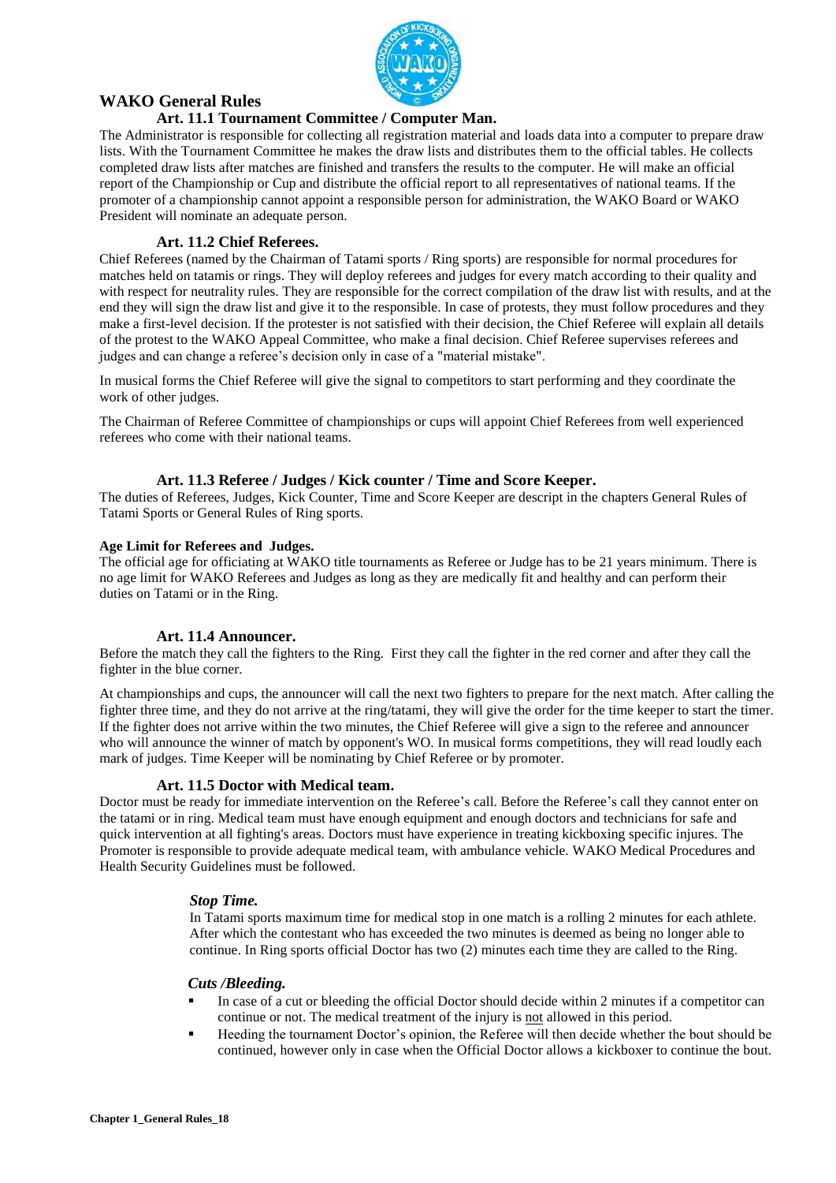# WAKO General Rules

## Art. 11.1 Tournament Committee / Computer Man.

The Administrator is responsible for collecting all registration material and loads data into a computer to prepare draw lists. With the Tournament Committee he makes the draw lists and distributes them to the official tables. He collects completed draw lists after matches are finished and transfers the results to the computer. He will make an official report of the Championship or Cup and distribute the official report to all representatives of national teams. If the promoter of a championship cannot appoint a responsible person for administration, the WAKO Board or WAKO President will nominate an adequate person.

## Art. 11.2 Chief Referees.

Chief Referees (named by the Chairman of Tatami sports / Ring sports) are responsible for normal procedures for matches held on tatamis or rings. They will deploy referees and judges for every match according to their quality and with respect for neutrality rules. They are responsible for the correct compilation of the draw list with results, and at the end they will sign the draw list and give it to the responsible. In case of protests, they must follow procedures and they make a first-level decision. If the protester is not satisfied with their decision, the Chief Referee will explain all details of the protest to the WAKO Appeal Committee, who make a final decision. Chief Referee supervises referees and judges and can change a referee's decision only in case of a "material mistake".

In musical forms the Chief Referee will give the signal to competitors to start performing and they coordinate the work of other judges.

The Chairman of Referee Committee of championships or cups will appoint Chief Referees from well experienced referees who come with their national teams.

## Art. 11.3 Referee / Judges / Kick counter / Time and Score Keeper.

The duties of Referees, Judges, Kick Counter, Time and Score Keeper are descript in the chapters General Rules of Tatami Sports or General Rules of Ring sports.

**Age Limit for Referees and Judges.**

The official age for officiating at WAKO title tournaments as Referee or Judge has to be 21 years minimum. There is no age limit for WAKO Referees and Judges as long as they are medically fit and healthy and can perform their duties on Tatami or in the Ring.

## Art. 11.4 Announcer.

Before the match they call the fighters to the Ring. First they call the fighter in the red corner and after they call the fighter in the blue corner.

At championships and cups, the announcer will call the next two fighters to prepare for the next match. After calling the fighter three time, and they do not arrive at the ring/tatami, they will give the order for the time keeper to start the timer. If the fighter does not arrive within the two minutes, the Chief Referee will give a sign to the referee and announcer who will announce the winner of match by opponent's WO. In musical forms competitions, they will read loudly each mark of judges. Time Keeper will be nominating by Chief Referee or by promoter.

## Art. 11.5 Doctor with Medical team.

Doctor must be ready for immediate intervention on the Referee's call. Before the Referee's call they cannot enter on the tatami or in ring. Medical team must have enough equipment and enough doctors and technicians for safe and quick intervention at all fighting's areas. Doctors must have experience in treating kickboxing specific injures. The Promoter is responsible to provide adequate medical team, with ambulance vehicle. WAKO Medical Procedures and Health Security Guidelines must be followed.

### *Stop Time.*

In Tatami sports maximum time for medical stop in one match is a rolling 2 minutes for each athlete. After which the contestant who has exceeded the two minutes is deemed as being no longer able to continue. In Ring sports official Doctor has two (2) minutes each time they are called to the Ring.

### *Cuts /Bleeding.*

- In case of a cut or bleeding the official Doctor should decide within 2 minutes if a competitor can continue or not. The medical treatment of the injury is not allowed in this period.
- Heeding the tournament Doctor's opinion, the Referee will then decide whether the bout should be continued, however only in case when the Official Doctor allows a kickboxer to continue the bout.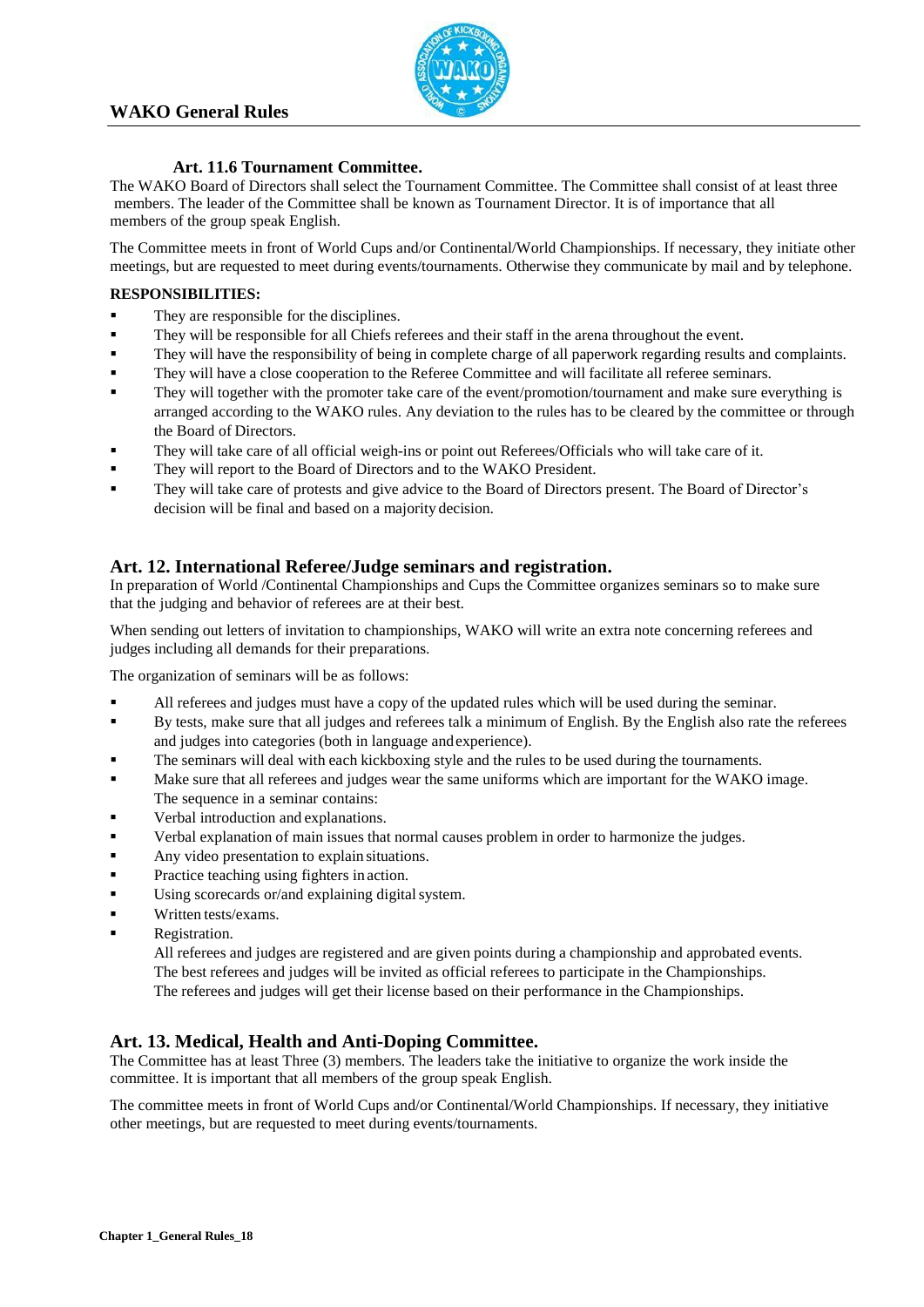### Art. 11.6 Tournament Committee.

The WAKO Board of Directors shall select the Tournament Committee. The Committee shall consist of at least three members. The leader of the Committee shall be known as Tournament Director. It is of importance that all members of the group speak English.

The Committee meets in front of World Cups and/or Continental/World Championships. If necessary, they initiate other meetings, but are requested to meet during events/tournaments. Otherwise they communicate by mail and by telephone.

**RESPONSIBILITIES:**

- They are responsible for the disciplines.
- They will be responsible for all Chiefs referees and their staff in the arena throughout the event.
- They will have the responsibility of being in complete charge of all paperwork regarding results and complaints.
- They will have a close cooperation to the Referee Committee and will facilitate all referee seminars.
- They will together with the promoter take care of the event/promotion/tournament and make sure everything is arranged according to the WAKO rules. Any deviation to the rules has to be cleared by the committee or through the Board of Directors.
- They will take care of all official weigh-ins or point out Referees/Officials who will take care of it.
- They will report to the Board of Directors and to the WAKO President.
- They will take care of protests and give advice to the Board of Directors present. The Board of Director's decision will be final and based on a majority decision.

## Art. 12. International Referee/Judge seminars and registration.

In preparation of World /Continental Championships and Cups the Committee organizes seminars so to make sure that the judging and behavior of referees are at their best.

When sending out letters of invitation to championships, WAKO will write an extra note concerning referees and judges including all demands for their preparations.

The organization of seminars will be as follows:

- All referees and judges must have a copy of the updated rules which will be used during the seminar.
- By tests, make sure that all judges and referees talk a minimum of English. By the English also rate the referees and judges into categories (both in language and experience).
- The seminars will deal with each kickboxing style and the rules to be used during the tournaments.
- Make sure that all referees and judges wear the same uniforms which are important for the WAKO image. The sequence in a seminar contains:
- Verbal introduction and explanations.
- Verbal explanation of main issues that normal causes problem in order to harmonize the judges.
- Any video presentation to explain situations.
- Practice teaching using fighters in action.
- Using scorecards or/and explaining digital system.
- Written tests/exams.
- Registration.

  All referees and judges are registered and are given points during a championship and approbated events. The best referees and judges will be invited as official referees to participate in the Championships. The referees and judges will get their license based on their performance in the Championships.

## Art. 13. Medical, Health and Anti-Doping Committee.

The Committee has at least Three (3) members. The leaders take the initiative to organize the work inside the committee. It is important that all members of the group speak English.

The committee meets in front of World Cups and/or Continental/World Championships. If necessary, they initiative other meetings, but are requested to meet during events/tournaments.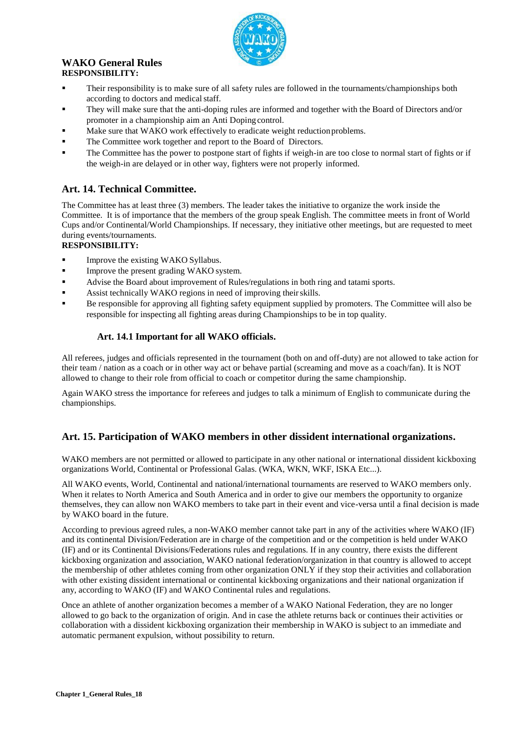**RESPONSIBILITY:**

- Their responsibility is to make sure of all safety rules are followed in the tournaments/championships both according to doctors and medical staff.
- They will make sure that the anti-doping rules are informed and together with the Board of Directors and/or promoter in a championship aim an Anti Doping control.
- Make sure that WAKO work effectively to eradicate weight reduction problems.
- The Committee work together and report to the Board of Directors.
- The Committee has the power to postpone start of fights if weigh-in are too close to normal start of fights or if the weigh-in are delayed or in other way, fighters were not properly informed.

## Art. 14. Technical Committee.

The Committee has at least three (3) members. The leader takes the initiative to organize the work inside the Committee. It is of importance that the members of the group speak English. The committee meets in front of World Cups and/or Continental/World Championships. If necessary, they initiative other meetings, but are requested to meet during events/tournaments.

**RESPONSIBILITY:**

- Improve the existing WAKO Syllabus.
- Improve the present grading WAKO system.
- Advise the Board about improvement of Rules/regulations in both ring and tatami sports.
- Assist technically WAKO regions in need of improving their skills.
- Be responsible for approving all fighting safety equipment supplied by promoters. The Committee will also be responsible for inspecting all fighting areas during Championships to be in top quality.

### Art. 14.1 Important for all WAKO officials.

All referees, judges and officials represented in the tournament (both on and off-duty) are not allowed to take action for their team / nation as a coach or in other way act or behave partial (screaming and move as a coach/fan). It is NOT allowed to change to their role from official to coach or competitor during the same championship.

Again WAKO stress the importance for referees and judges to talk a minimum of English to communicate during the championships.

## Art. 15. Participation of WAKO members in other dissident international organizations.

WAKO members are not permitted or allowed to participate in any other national or international dissident kickboxing organizations World, Continental or Professional Galas. (WKA, WKN, WKF, ISKA Etc...).

All WAKO events, World, Continental and national/international tournaments are reserved to WAKO members only. When it relates to North America and South America and in order to give our members the opportunity to organize themselves, they can allow non WAKO members to take part in their event and vice-versa until a final decision is made by WAKO board in the future.

According to previous agreed rules, a non-WAKO member cannot take part in any of the activities where WAKO (IF) and its continental Division/Federation are in charge of the competition and or the competition is held under WAKO (IF) and or its Continental Divisions/Federations rules and regulations. If in any country, there exists the different kickboxing organization and association, WAKO national federation/organization in that country is allowed to accept the membership of other athletes coming from other organization ONLY if they stop their activities and collaboration with other existing dissident international or continental kickboxing organizations and their national organization if any, according to WAKO (IF) and WAKO Continental rules and regulations.

Once an athlete of another organization becomes a member of a WAKO National Federation, they are no longer allowed to go back to the organization of origin. And in case the athlete returns back or continues their activities or collaboration with a dissident kickboxing organization their membership in WAKO is subject to an immediate and automatic permanent expulsion, without possibility to return.